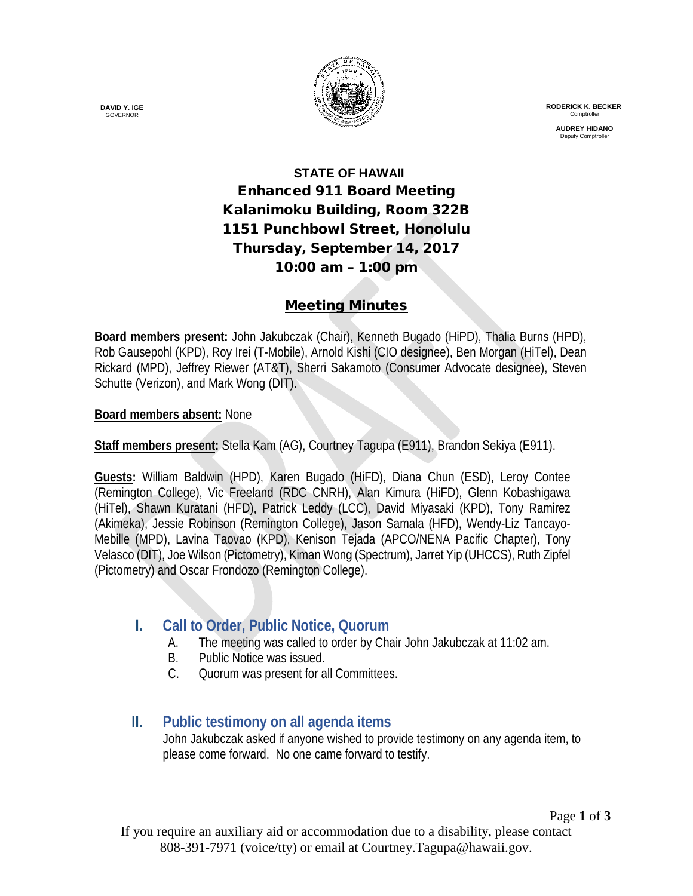**DAVID Y. IGE**
GOVERNOR

**RODERICK K. BECKER**
Comptroller

**AUDREY HIDANO**
Deputy Comptroller

**STATE OF HAWAII**
**Enhanced 911 Board Meeting**
**Kalanimoku Building, Room 322B**
**1151 Punchbowl Street, Honolulu**
**Thursday, September 14, 2017**
**10:00 am – 1:00 pm**

## Meeting Minutes

**Board members present:** John Jakubczak (Chair), Kenneth Bugado (HiPD), Thalia Burns (HPD), Rob Gausepohl (KPD), Roy Irei (T-Mobile), Arnold Kishi (CIO designee), Ben Morgan (HiTel), Dean Rickard (MPD), Jeffrey Riewer (AT&T), Sherri Sakamoto (Consumer Advocate designee), Steven Schutte (Verizon), and Mark Wong (DIT).

**Board members absent:** None

**Staff members present:** Stella Kam (AG), Courtney Tagupa (E911), Brandon Sekiya (E911).

**Guests:** William Baldwin (HPD), Karen Bugado (HiFD), Diana Chun (ESD), Leroy Contee (Remington College), Vic Freeland (RDC CNRH), Alan Kimura (HiFD), Glenn Kobashigawa (HiTel), Shawn Kuratani (HFD), Patrick Leddy (LCC), David Miyasaki (KPD), Tony Ramirez (Akimeka), Jessie Robinson (Remington College), Jason Samala (HFD), Wendy-Liz Tancayo-Mebille (MPD), Lavina Taovao (KPD), Kenison Tejada (APCO/NENA Pacific Chapter), Tony Velasco (DIT), Joe Wilson (Pictometry), Kiman Wong (Spectrum), Jarret Yip (UHCCS), Ruth Zipfel (Pictometry) and Oscar Frondozo (Remington College).

## I. Call to Order, Public Notice, Quorum

A. The meeting was called to order by Chair John Jakubczak at 11:02 am.
B. Public Notice was issued.
C. Quorum was present for all Committees.

## II. Public testimony on all agenda items

John Jakubczak asked if anyone wished to provide testimony on any agenda item, to please come forward. No one came forward to testify.

If you require an auxiliary aid or accommodation due to a disability, please contact 808-391-7971 (voice/tty) or email at Courtney.Tagupa@hawaii.gov.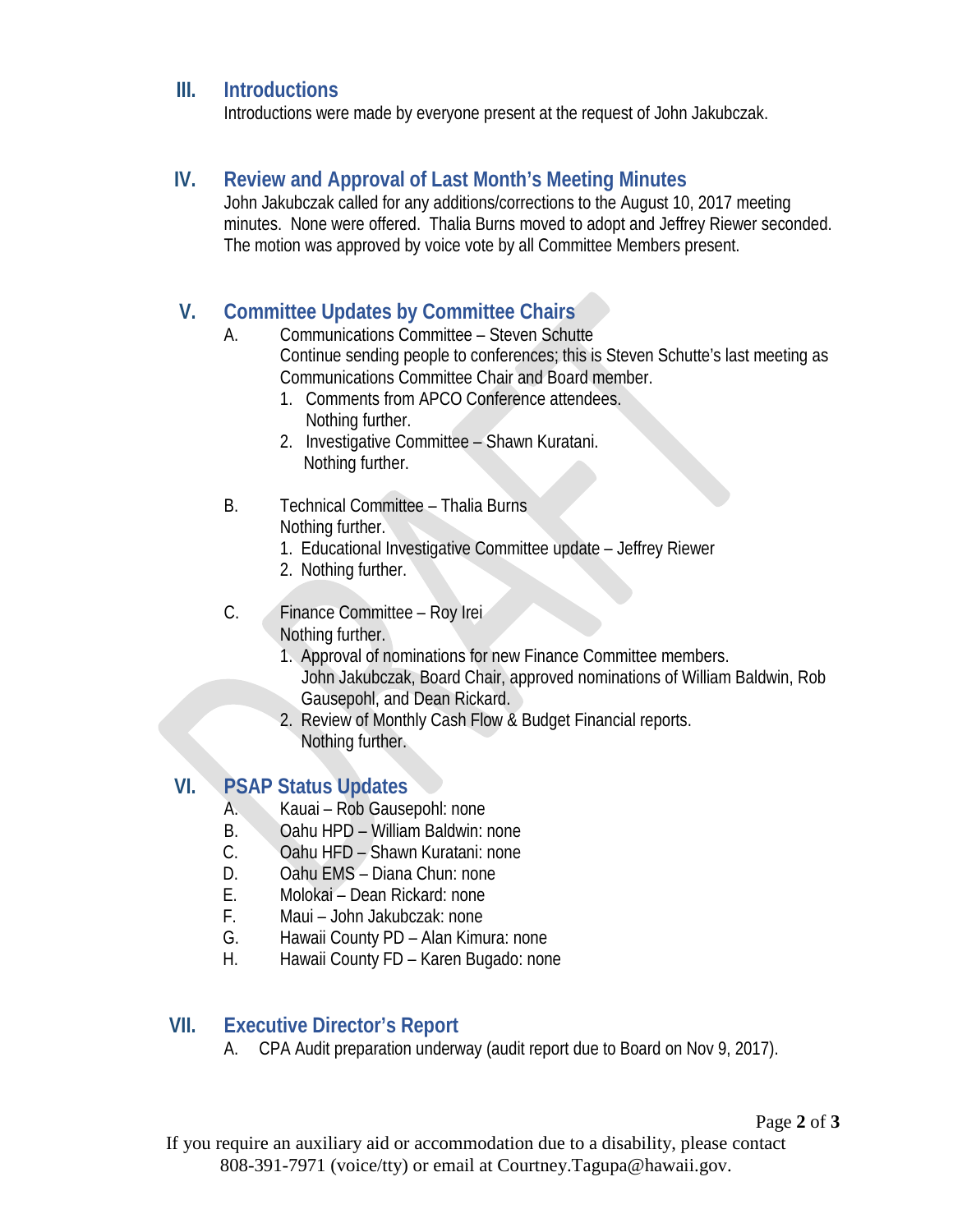## III. Introductions

Introductions were made by everyone present at the request of John Jakubczak.

## IV. Review and Approval of Last Month's Meeting Minutes

John Jakubczak called for any additions/corrections to the August 10, 2017 meeting minutes. None were offered. Thalia Burns moved to adopt and Jeffrey Riewer seconded. The motion was approved by voice vote by all Committee Members present.

## V. Committee Updates by Committee Chairs

A. Communications Committee – Steven Schutte
Continue sending people to conferences; this is Steven Schutte's last meeting as Communications Committee Chair and Board member.

1. Comments from APCO Conference attendees.
   Nothing further.
2. Investigative Committee – Shawn Kuratani.
   Nothing further.

B. Technical Committee – Thalia Burns
Nothing further.

1. Educational Investigative Committee update – Jeffrey Riewer
2. Nothing further.

C. Finance Committee – Roy Irei
Nothing further.

1. Approval of nominations for new Finance Committee members.
   John Jakubczak, Board Chair, approved nominations of William Baldwin, Rob Gausepohl, and Dean Rickard.
2. Review of Monthly Cash Flow & Budget Financial reports.
   Nothing further.

## VI. PSAP Status Updates

A. Kauai – Rob Gausepohl: none
B. Oahu HPD – William Baldwin: none
C. Oahu HFD – Shawn Kuratani: none
D. Oahu EMS – Diana Chun: none
E. Molokai – Dean Rickard: none
F. Maui – John Jakubczak: none
G. Hawaii County PD – Alan Kimura: none
H. Hawaii County FD – Karen Bugado: none

## VII. Executive Director's Report

A. CPA Audit preparation underway (audit report due to Board on Nov 9, 2017).

If you require an auxiliary aid or accommodation due to a disability, please contact 808-391-7971 (voice/tty) or email at Courtney.Tagupa@hawaii.gov.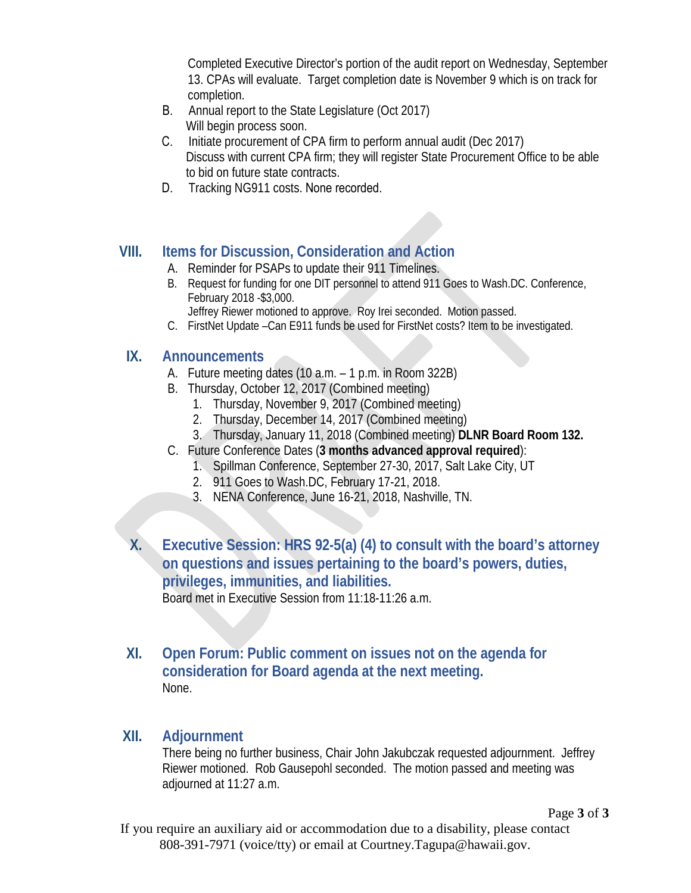Completed Executive Director's portion of the audit report on Wednesday, September 13. CPAs will evaluate. Target completion date is November 9 which is on track for completion.

B. Annual report to the State Legislature (Oct 2017)
Will begin process soon.

C. Initiate procurement of CPA firm to perform annual audit (Dec 2017)
Discuss with current CPA firm; they will register State Procurement Office to be able to bid on future state contracts.

D. Tracking NG911 costs. None recorded.

## VIII. Items for Discussion, Consideration and Action

A. Reminder for PSAPs to update their 911 Timelines.

B. Request for funding for one DIT personnel to attend 911 Goes to Wash.DC. Conference, February 2018 -$3,000.
Jeffrey Riewer motioned to approve. Roy Irei seconded. Motion passed.

C. FirstNet Update –Can E911 funds be used for FirstNet costs? Item to be investigated.

## IX. Announcements

A. Future meeting dates (10 a.m. – 1 p.m. in Room 322B)

B. Thursday, October 12, 2017 (Combined meeting)
   1. Thursday, November 9, 2017 (Combined meeting)
   2. Thursday, December 14, 2017 (Combined meeting)
   3. Thursday, January 11, 2018 (Combined meeting) **DLNR Board Room 132.**

C. Future Conference Dates (**3 months advanced approval required**):
   1. Spillman Conference, September 27-30, 2017, Salt Lake City, UT
   2. 911 Goes to Wash.DC, February 17-21, 2018.
   3. NENA Conference, June 16-21, 2018, Nashville, TN.

## X. Executive Session: HRS 92-5(a) (4) to consult with the board's attorney on questions and issues pertaining to the board's powers, duties, privileges, immunities, and liabilities.

Board met in Executive Session from 11:18-11:26 a.m.

## XI. Open Forum: Public comment on issues not on the agenda for consideration for Board agenda at the next meeting.

None.

## XII. Adjournment

There being no further business, Chair John Jakubczak requested adjournment. Jeffrey Riewer motioned. Rob Gausepohl seconded. The motion passed and meeting was adjourned at 11:27 a.m.

If you require an auxiliary aid or accommodation due to a disability, please contact 808-391-7971 (voice/tty) or email at Courtney.Tagupa@hawaii.gov.